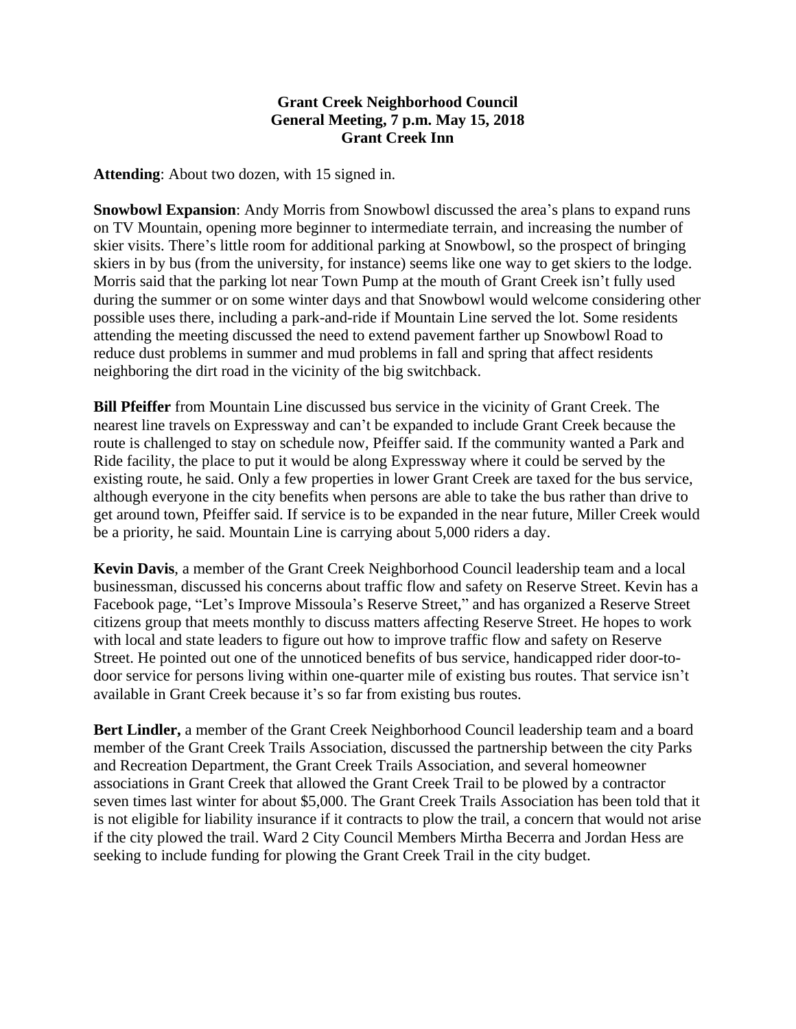**Grant Creek Neighborhood Council**
**General Meeting, 7 p.m. May 15, 2018**
**Grant Creek Inn**

**Attending**: About two dozen, with 15 signed in.

**Snowbowl Expansion**: Andy Morris from Snowbowl discussed the area's plans to expand runs on TV Mountain, opening more beginner to intermediate terrain, and increasing the number of skier visits. There's little room for additional parking at Snowbowl, so the prospect of bringing skiers in by bus (from the university, for instance) seems like one way to get skiers to the lodge. Morris said that the parking lot near Town Pump at the mouth of Grant Creek isn't fully used during the summer or on some winter days and that Snowbowl would welcome considering other possible uses there, including a park-and-ride if Mountain Line served the lot. Some residents attending the meeting discussed the need to extend pavement farther up Snowbowl Road to reduce dust problems in summer and mud problems in fall and spring that affect residents neighboring the dirt road in the vicinity of the big switchback.

**Bill Pfeiffer** from Mountain Line discussed bus service in the vicinity of Grant Creek. The nearest line travels on Expressway and can't be expanded to include Grant Creek because the route is challenged to stay on schedule now, Pfeiffer said. If the community wanted a Park and Ride facility, the place to put it would be along Expressway where it could be served by the existing route, he said. Only a few properties in lower Grant Creek are taxed for the bus service, although everyone in the city benefits when persons are able to take the bus rather than drive to get around town, Pfeiffer said. If service is to be expanded in the near future, Miller Creek would be a priority, he said. Mountain Line is carrying about 5,000 riders a day.

**Kevin Davis**, a member of the Grant Creek Neighborhood Council leadership team and a local businessman, discussed his concerns about traffic flow and safety on Reserve Street. Kevin has a Facebook page, "Let's Improve Missoula's Reserve Street," and has organized a Reserve Street citizens group that meets monthly to discuss matters affecting Reserve Street. He hopes to work with local and state leaders to figure out how to improve traffic flow and safety on Reserve Street. He pointed out one of the unnoticed benefits of bus service, handicapped rider door-to-door service for persons living within one-quarter mile of existing bus routes. That service isn't available in Grant Creek because it's so far from existing bus routes.

**Bert Lindler,** a member of the Grant Creek Neighborhood Council leadership team and a board member of the Grant Creek Trails Association, discussed the partnership between the city Parks and Recreation Department, the Grant Creek Trails Association, and several homeowner associations in Grant Creek that allowed the Grant Creek Trail to be plowed by a contractor seven times last winter for about $5,000. The Grant Creek Trails Association has been told that it is not eligible for liability insurance if it contracts to plow the trail, a concern that would not arise if the city plowed the trail. Ward 2 City Council Members Mirtha Becerra and Jordan Hess are seeking to include funding for plowing the Grant Creek Trail in the city budget.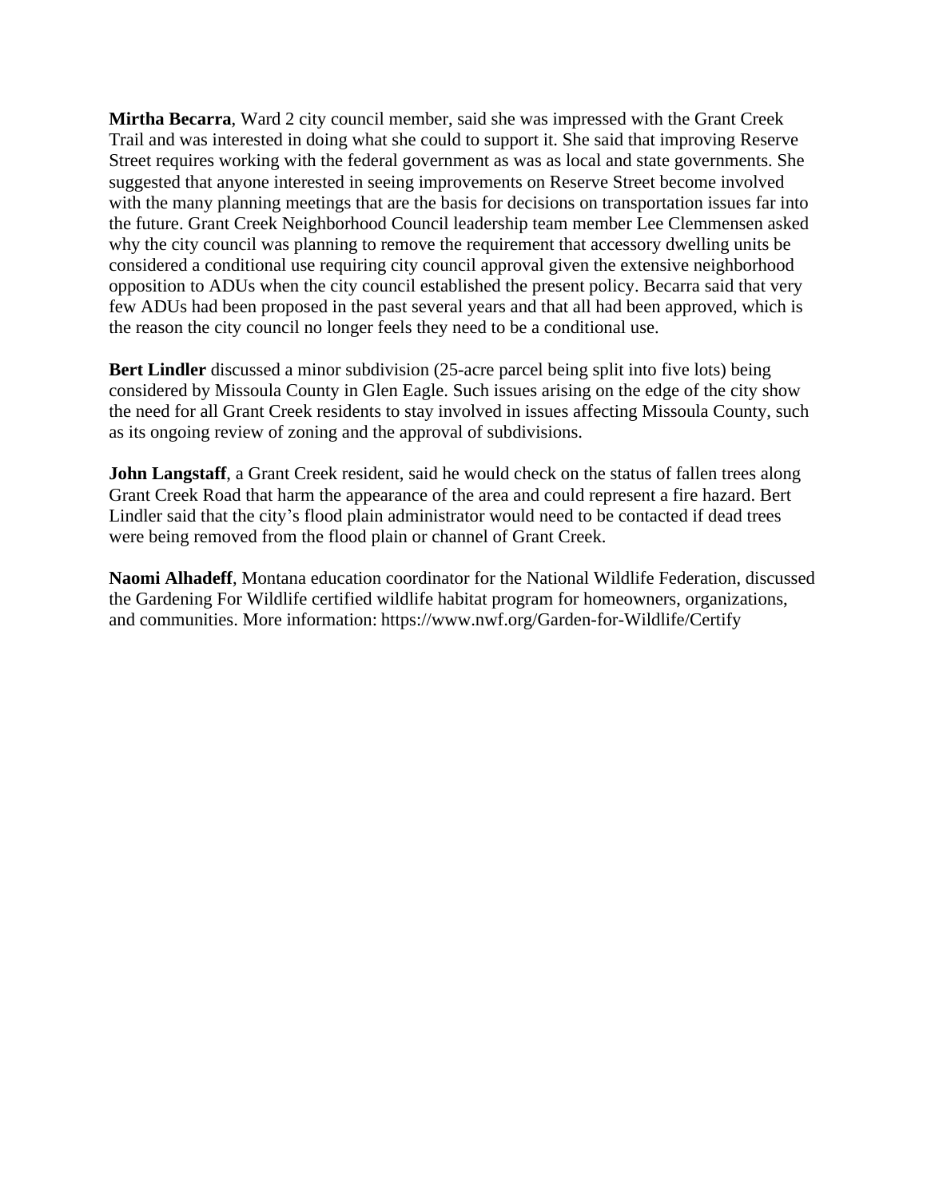**Mirtha Becarra**, Ward 2 city council member, said she was impressed with the Grant Creek Trail and was interested in doing what she could to support it. She said that improving Reserve Street requires working with the federal government as was as local and state governments. She suggested that anyone interested in seeing improvements on Reserve Street become involved with the many planning meetings that are the basis for decisions on transportation issues far into the future. Grant Creek Neighborhood Council leadership team member Lee Clemmensen asked why the city council was planning to remove the requirement that accessory dwelling units be considered a conditional use requiring city council approval given the extensive neighborhood opposition to ADUs when the city council established the present policy. Becarra said that very few ADUs had been proposed in the past several years and that all had been approved, which is the reason the city council no longer feels they need to be a conditional use.

**Bert Lindler** discussed a minor subdivision (25-acre parcel being split into five lots) being considered by Missoula County in Glen Eagle. Such issues arising on the edge of the city show the need for all Grant Creek residents to stay involved in issues affecting Missoula County, such as its ongoing review of zoning and the approval of subdivisions.

**John Langstaff**, a Grant Creek resident, said he would check on the status of fallen trees along Grant Creek Road that harm the appearance of the area and could represent a fire hazard. Bert Lindler said that the city's flood plain administrator would need to be contacted if dead trees were being removed from the flood plain or channel of Grant Creek.

**Naomi Alhadeff**, Montana education coordinator for the National Wildlife Federation, discussed the Gardening For Wildlife certified wildlife habitat program for homeowners, organizations, and communities. More information: https://www.nwf.org/Garden-for-Wildlife/Certify